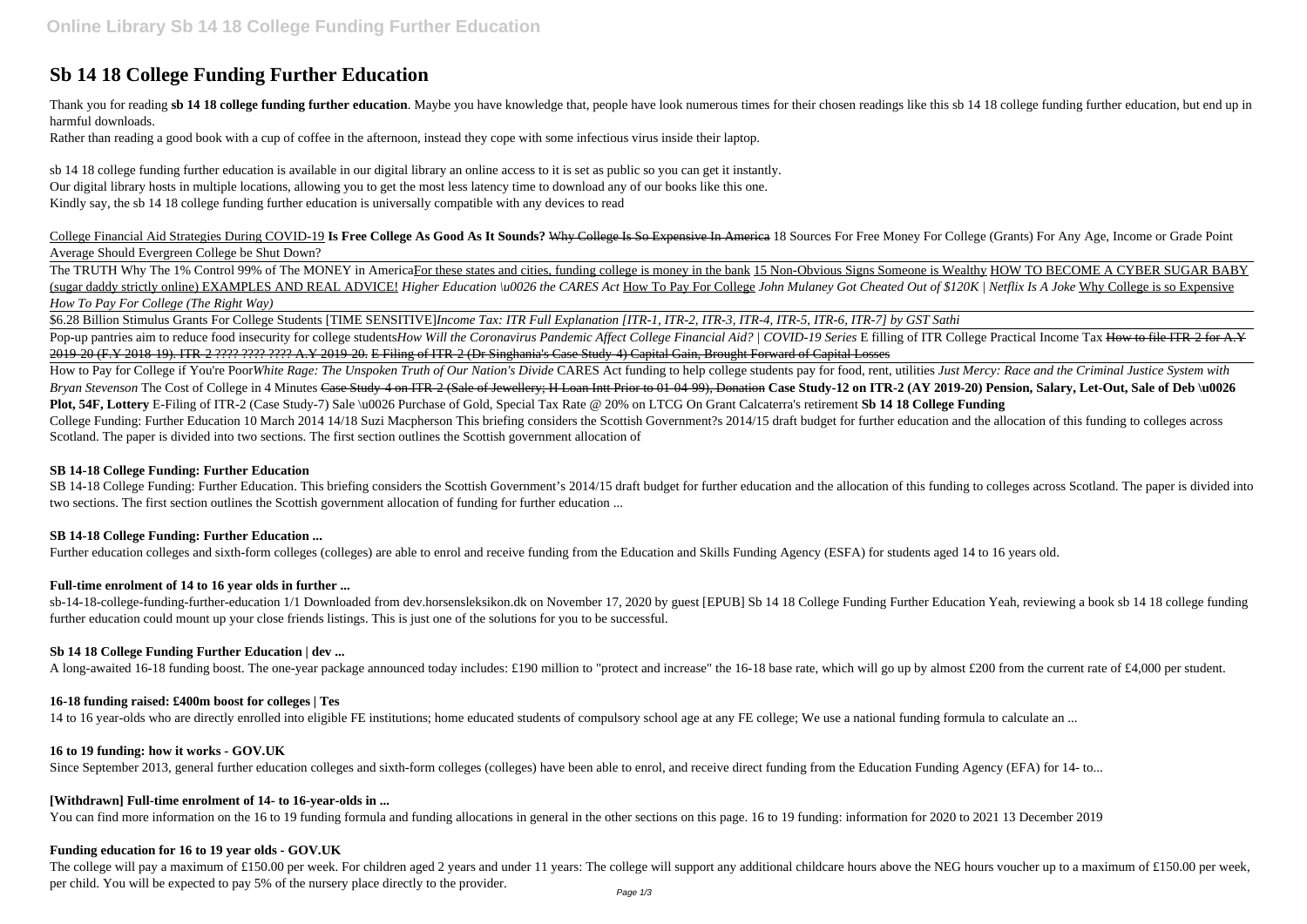# Sb 14 18 College Funding Further Education

Thank you for reading **sb 14 18 college funding further education**. Maybe you have knowledge that, people have look numerous times for their chosen readings like this sb 14 18 college funding further education, but end up in harmful downloads.

Rather than reading a good book with a cup of coffee in the afternoon, instead they cope with some infectious virus inside their laptop.

sb 14 18 college funding further education is available in our digital library an online access to it is set as public so you can get it instantly.
Our digital library hosts in multiple locations, allowing you to get the most less latency time to download any of our books like this one.
Kindly say, the sb 14 18 college funding further education is universally compatible with any devices to read

College Financial Aid Strategies During COVID-19 **Is Free College As Good As It Sounds?** ~~Why College Is So Expensive In America~~ 18 Sources For Free Money For College (Grants) For Any Age, Income or Grade Point Average Should Evergreen College be Shut Down?

The TRUTH Why The 1% Control 99% of The MONEY in America For these states and cities, funding college is money in the bank 15 Non-Obvious Signs Someone is Wealthy HOW TO BECOME A CYBER SUGAR BABY (sugar daddy strictly online) EXAMPLES AND REAL ADVICE! *Higher Education \u0026 the CARES Act* How To Pay For College *John Mulaney Got Cheated Out of $120K | Netflix Is A Joke* Why College is so Expensive *How To Pay For College (The Right Way)*

$6.28 Billion Stimulus Grants For College Students [TIME SENSITIVE] *Income Tax: ITR Full Explanation [ITR-1, ITR-2, ITR-3, ITR-4, ITR-5, ITR-6, ITR-7] by GST Sathi*

Pop-up pantries aim to reduce food insecurity for college students *How Will the Coronavirus Pandemic Affect College Financial Aid? | COVID-19 Series* E filling of ITR College Practical Income Tax ~~How to file ITR-2 for A.Y 2019-20 (F.Y 2018-19). ITR-2 ???? ???? ???? A.Y 2019-20. E Filing of ITR-2 (Dr Singhania's Case Study-4) Capital Gain, Brought Forward of Capital Losses~~

How to Pay for College if You're Poor *White Rage: The Unspoken Truth of Our Nation's Divide* CARES Act funding to help college students pay for food, rent, utilities *Just Mercy: Race and the Criminal Justice System with Bryan Stevenson* The Cost of College in 4 Minutes ~~Case Study-4 on ITR-2 (Sale of Jewellery; H Loan Intt Prior to 01-04-99), Donation~~ **Case Study-12 on ITR-2 (AY 2019-20) Pension, Salary, Let-Out, Sale of Deb \u0026 Plot, 54F, Lottery** E-Filing of ITR-2 (Case Study-7) Sale \u0026 Purchase of Gold, Special Tax Rate @ 20% on LTCG On Grant Calcaterra's retirement **Sb 14 18 College Funding**
College Funding: Further Education 10 March 2014 14/18 Suzi Macpherson This briefing considers the Scottish Government?s 2014/15 draft budget for further education and the allocation of this funding to colleges across Scotland. The paper is divided into two sections. The first section outlines the Scottish government allocation of

### SB 14-18 College Funding: Further Education

SB 14-18 College Funding: Further Education. This briefing considers the Scottish Government's 2014/15 draft budget for further education and the allocation of this funding to colleges across Scotland. The paper is divided into two sections. The first section outlines the Scottish government allocation of funding for further education ...

### SB 14-18 College Funding: Further Education ...

Further education colleges and sixth-form colleges (colleges) are able to enrol and receive funding from the Education and Skills Funding Agency (ESFA) for students aged 14 to 16 years old.

### Full-time enrolment of 14 to 16 year olds in further ...

sb-14-18-college-funding-further-education 1/1 Downloaded from dev.horsensleksikon.dk on November 17, 2020 by guest [EPUB] Sb 14 18 College Funding Further Education Yeah, reviewing a book sb 14 18 college funding further education could mount up your close friends listings. This is just one of the solutions for you to be successful.

### Sb 14 18 College Funding Further Education | dev ...

A long-awaited 16-18 funding boost. The one-year package announced today includes: £190 million to "protect and increase" the 16-18 base rate, which will go up by almost £200 from the current rate of £4,000 per student.

### 16-18 funding raised: £400m boost for colleges | Tes

14 to 16 year-olds who are directly enrolled into eligible FE institutions; home educated students of compulsory school age at any FE college; We use a national funding formula to calculate an ...

### 16 to 19 funding: how it works - GOV.UK

Since September 2013, general further education colleges and sixth-form colleges (colleges) have been able to enrol, and receive direct funding from the Education Funding Agency (EFA) for 14- to...

### [Withdrawn] Full-time enrolment of 14- to 16-year-olds in ...

You can find more information on the 16 to 19 funding formula and funding allocations in general in the other sections on this page. 16 to 19 funding: information for 2020 to 2021 13 December 2019

### Funding education for 16 to 19 year olds - GOV.UK

The college will pay a maximum of £150.00 per week. For children aged 2 years and under 11 years: The college will support any additional childcare hours above the NEG hours voucher up to a maximum of £150.00 per week, per child. You will be expected to pay 5% of the nursery place directly to the provider.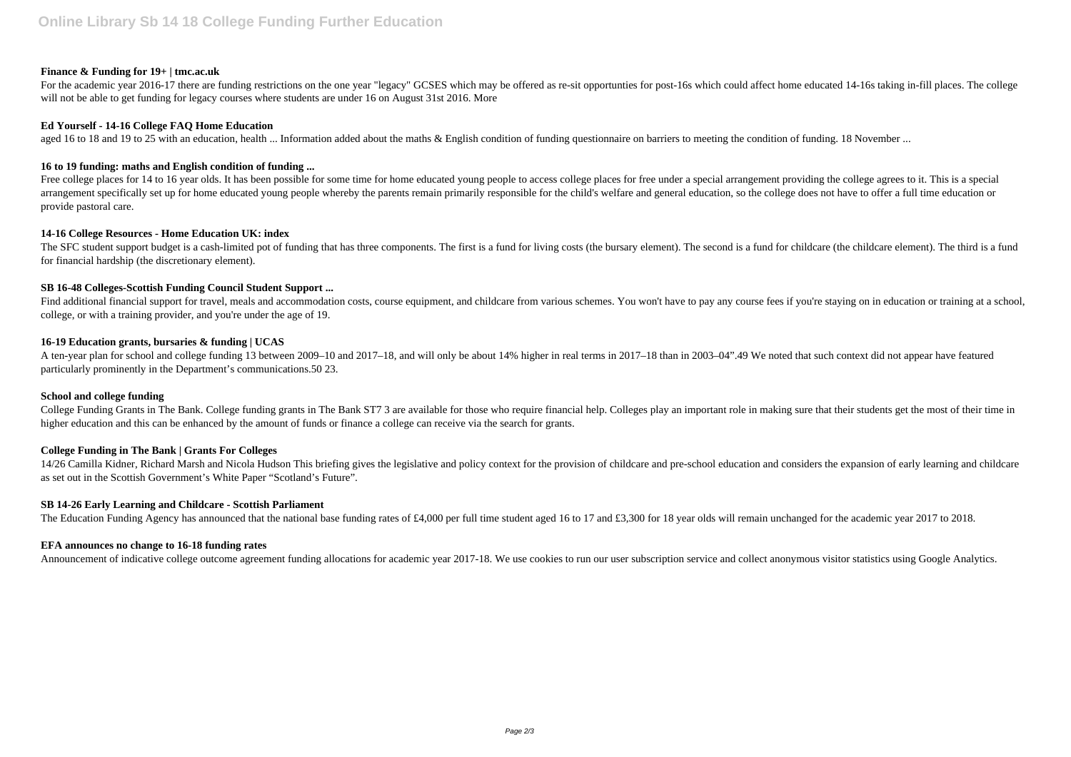**Finance & Funding for 19+ | tmc.ac.uk**

For the academic year 2016-17 there are funding restrictions on the one year "legacy" GCSES which may be offered as re-sit opportunties for post-16s which could affect home educated 14-16s taking in-fill places. The college will not be able to get funding for legacy courses where students are under 16 on August 31st 2016. More

**Ed Yourself - 14-16 College FAQ Home Education**

aged 16 to 18 and 19 to 25 with an education, health ... Information added about the maths & English condition of funding questionnaire on barriers to meeting the condition of funding. 18 November ...

**16 to 19 funding: maths and English condition of funding ...**

Free college places for 14 to 16 year olds. It has been possible for some time for home educated young people to access college places for free under a special arrangement providing the college agrees to it. This is a special arrangement specifically set up for home educated young people whereby the parents remain primarily responsible for the child's welfare and general education, so the college does not have to offer a full time education or provide pastoral care.

**14-16 College Resources - Home Education UK: index**

The SFC student support budget is a cash-limited pot of funding that has three components. The first is a fund for living costs (the bursary element). The second is a fund for childcare (the childcare element). The third is a fund for financial hardship (the discretionary element).

**SB 16-48 Colleges-Scottish Funding Council Student Support ...**

Find additional financial support for travel, meals and accommodation costs, course equipment, and childcare from various schemes. You won't have to pay any course fees if you're staying on in education or training at a school, college, or with a training provider, and you're under the age of 19.

**16-19 Education grants, bursaries & funding | UCAS**

A ten-year plan for school and college funding 13 between 2009–10 and 2017–18, and will only be about 14% higher in real terms in 2017–18 than in 2003–04".49 We noted that such context did not appear have featured particularly prominently in the Department's communications.50 23.

**School and college funding**

College Funding Grants in The Bank. College funding grants in The Bank ST7 3 are available for those who require financial help. Colleges play an important role in making sure that their students get the most of their time in higher education and this can be enhanced by the amount of funds or finance a college can receive via the search for grants.

**College Funding in The Bank | Grants For Colleges**

14/26 Camilla Kidner, Richard Marsh and Nicola Hudson This briefing gives the legislative and policy context for the provision of childcare and pre-school education and considers the expansion of early learning and childcare as set out in the Scottish Government's White Paper "Scotland's Future".

**SB 14-26 Early Learning and Childcare - Scottish Parliament**

The Education Funding Agency has announced that the national base funding rates of £4,000 per full time student aged 16 to 17 and £3,300 for 18 year olds will remain unchanged for the academic year 2017 to 2018.

**EFA announces no change to 16-18 funding rates**

Announcement of indicative college outcome agreement funding allocations for academic year 2017-18. We use cookies to run our user subscription service and collect anonymous visitor statistics using Google Analytics.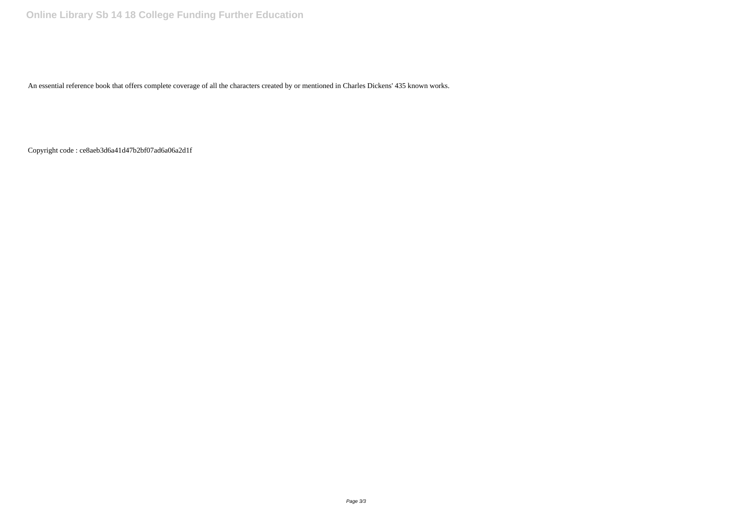An essential reference book that offers complete coverage of all the characters created by or mentioned in Charles Dickens' 435 known works.

Copyright code : ce8aeb3d6a41d47b2bf07ad6a06a2d1f